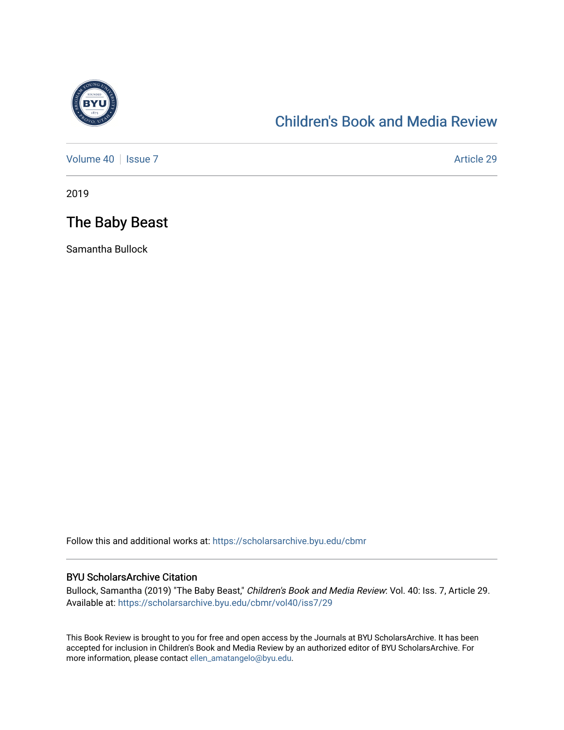Children's Book and Media Review

Volume 40 | Issue 7 — Article 29

2019

# The Baby Beast

Samantha Bullock

Follow this and additional works at: https://scholarsarchive.byu.edu/cbmr

## BYU ScholarsArchive Citation

Bullock, Samantha (2019) "The Baby Beast," *Children's Book and Media Review*: Vol. 40: Iss. 7, Article 29.
Available at: https://scholarsarchive.byu.edu/cbmr/vol40/iss7/29

This Book Review is brought to you for free and open access by the Journals at BYU ScholarsArchive. It has been accepted for inclusion in Children's Book and Media Review by an authorized editor of BYU ScholarsArchive. For more information, please contact ellen_amatangelo@byu.edu.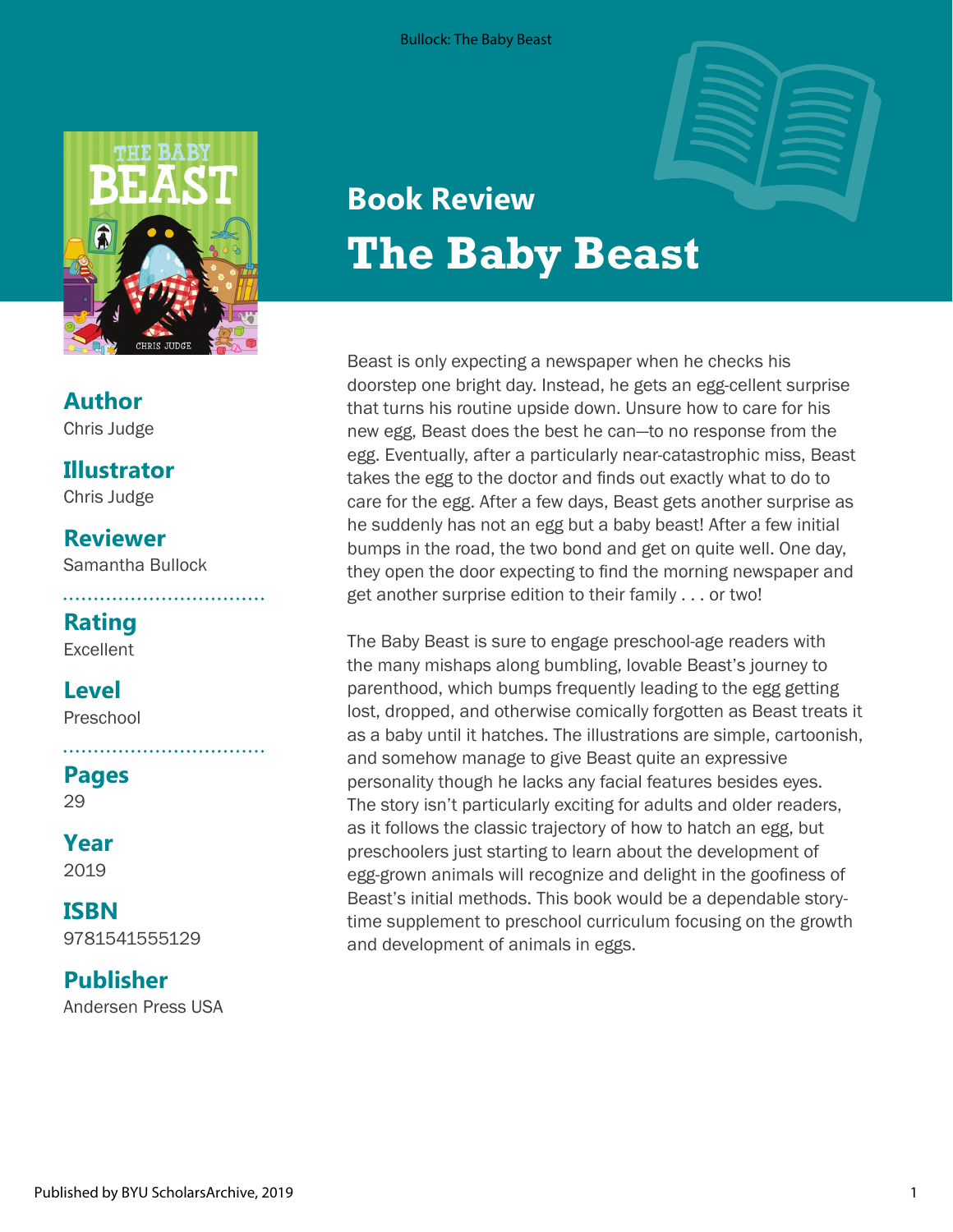## Book Review

# The Baby Beast

**Author**
Chris Judge

**Illustrator**
Chris Judge

**Reviewer**
Samantha Bullock

**Rating**
Excellent

**Level**
Preschool

**Pages**
29

**Year**
2019

**ISBN**
9781541555129

**Publisher**
Andersen Press USA

Beast is only expecting a newspaper when he checks his doorstep one bright day. Instead, he gets an egg-cellent surprise that turns his routine upside down. Unsure how to care for his new egg, Beast does the best he can—to no response from the egg. Eventually, after a particularly near-catastrophic miss, Beast takes the egg to the doctor and finds out exactly what to do to care for the egg. After a few days, Beast gets another surprise as he suddenly has not an egg but a baby beast! After a few initial bumps in the road, the two bond and get on quite well. One day, they open the door expecting to find the morning newspaper and get another surprise edition to their family . . . or two!

The Baby Beast is sure to engage preschool-age readers with the many mishaps along bumbling, lovable Beast's journey to parenthood, which bumps frequently leading to the egg getting lost, dropped, and otherwise comically forgotten as Beast treats it as a baby until it hatches. The illustrations are simple, cartoonish, and somehow manage to give Beast quite an expressive personality though he lacks any facial features besides eyes. The story isn't particularly exciting for adults and older readers, as it follows the classic trajectory of how to hatch an egg, but preschoolers just starting to learn about the development of egg-grown animals will recognize and delight in the goofiness of Beast's initial methods. This book would be a dependable story-time supplement to preschool curriculum focusing on the growth and development of animals in eggs.